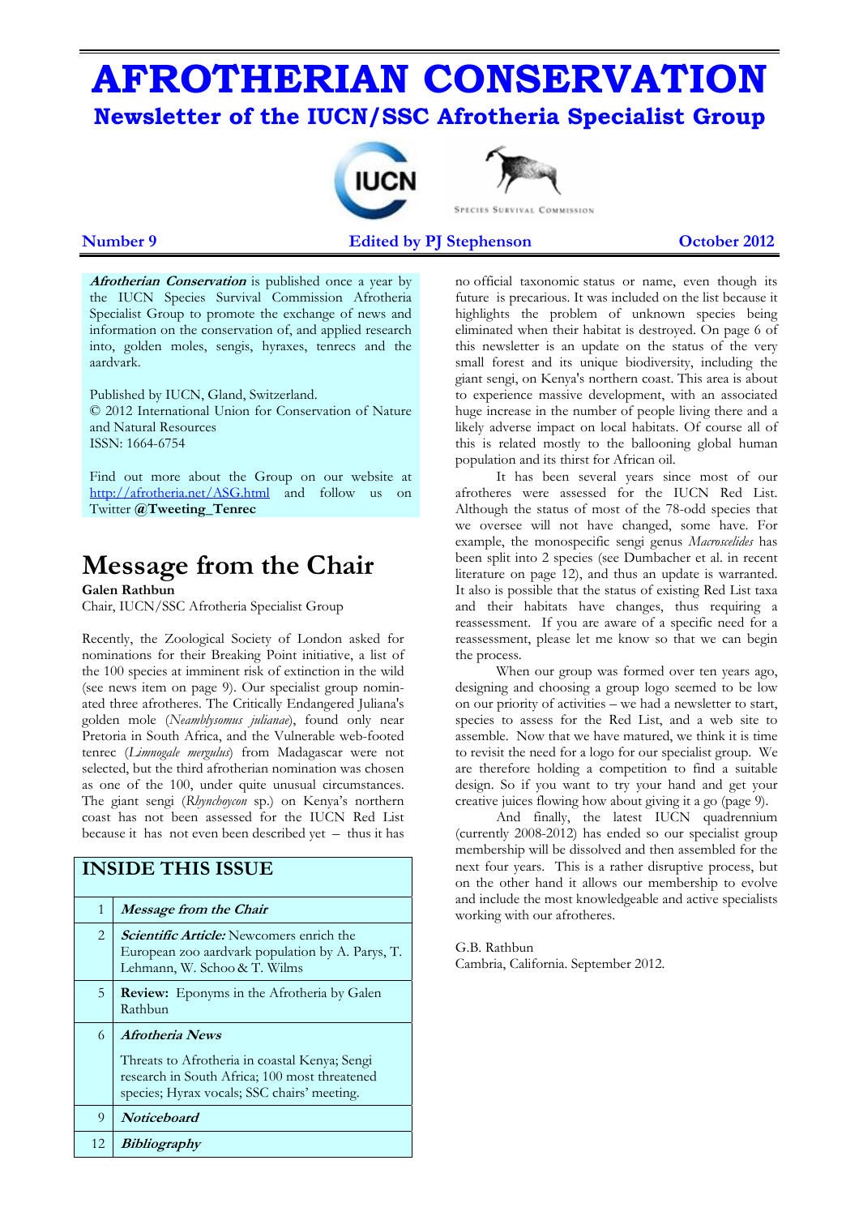# AFROTHERIAN CONSERVATION

## Newsletter of the IUCN/SSC Afrotheria Specialist Group

**Number 9** **Edited by PJ Stephenson** **October 2012**

***Afrotherian Conservation*** is published once a year by the IUCN Species Survival Commission Afrotheria Specialist Group to promote the exchange of news and information on the conservation of, and applied research into, golden moles, sengis, hyraxes, tenrecs and the aardvark.

Published by IUCN, Gland, Switzerland.
© 2012 International Union for Conservation of Nature and Natural Resources
ISSN: 1664-6754

Find out more about the Group on our website at http://afrotheria.net/ASG.html and follow us on Twitter **@Tweeting_Tenrec**

# Message from the Chair

**Galen Rathbun**
Chair, IUCN/SSC Afrotheria Specialist Group

Recently, the Zoological Society of London asked for nominations for their Breaking Point initiative, a list of the 100 species at imminent risk of extinction in the wild (see news item on page 9). Our specialist group nominated three afrotheres. The Critically Endangered Juliana's golden mole (*Neamblysomus julianae*), found only near Pretoria in South Africa, and the Vulnerable web-footed tenrec (*Limnogale mergulus*) from Madagascar were not selected, but the third afrotherian nomination was chosen as one of the 100, under quite unusual circumstances. The giant sengi (*Rhynchocyon* sp.) on Kenya's northern coast has not been assessed for the IUCN Red List because it has not even been described yet – thus it has no official taxonomic status or name, even though its future is precarious. It was included on the list because it highlights the problem of unknown species being eliminated when their habitat is destroyed. On page 6 of this newsletter is an update on the status of the very small forest and its unique biodiversity, including the giant sengi, on Kenya's northern coast. This area is about to experience massive development, with an associated huge increase in the number of people living there and a likely adverse impact on local habitats. Of course all of this is related mostly to the ballooning global human population and its thirst for African oil.

It has been several years since most of our afrotheres were assessed for the IUCN Red List. Although the status of most of the 78-odd species that we oversee will not have changed, some have. For example, the monospecific sengi genus *Macroscelides* has been split into 2 species (see Dumbacher et al. in recent literature on page 12), and thus an update is warranted. It also is possible that the status of existing Red List taxa and their habitats have changes, thus requiring a reassessment. If you are aware of a specific need for a reassessment, please let me know so that we can begin the process.

When our group was formed over ten years ago, designing and choosing a group logo seemed to be low on our priority of activities – we had a newsletter to start, species to assess for the Red List, and a web site to assemble. Now that we have matured, we think it is time to revisit the need for a logo for our specialist group. We are therefore holding a competition to find a suitable design. So if you want to try your hand and get your creative juices flowing how about giving it a go (page 9).

And finally, the latest IUCN quadrennium (currently 2008-2012) has ended so our specialist group membership will be dissolved and then assembled for the next four years. This is a rather disruptive process, but on the other hand it allows our membership to evolve and include the most knowledgeable and active specialists working with our afrotheres.

G.B. Rathbun
Cambria, California. September 2012.

## INSIDE THIS ISSUE

| | |
|---|---|
| 1 | ***Message from the Chair*** |
| 2 | ***Scientific Article:*** Newcomers enrich the European zoo aardvark population by A. Parys, T. Lehmann, W. Schoo & T. Wilms |
| 5 | **Review:** Eponyms in the Afrotheria by Galen Rathbun |
| 6 | ***Afrotheria News*** <br> Threats to Afrotheria in coastal Kenya; Sengi research in South Africa; 100 most threatened species; Hyrax vocals; SSC chairs' meeting. |
| 9 | ***Noticeboard*** |
| 12 | ***Bibliography*** |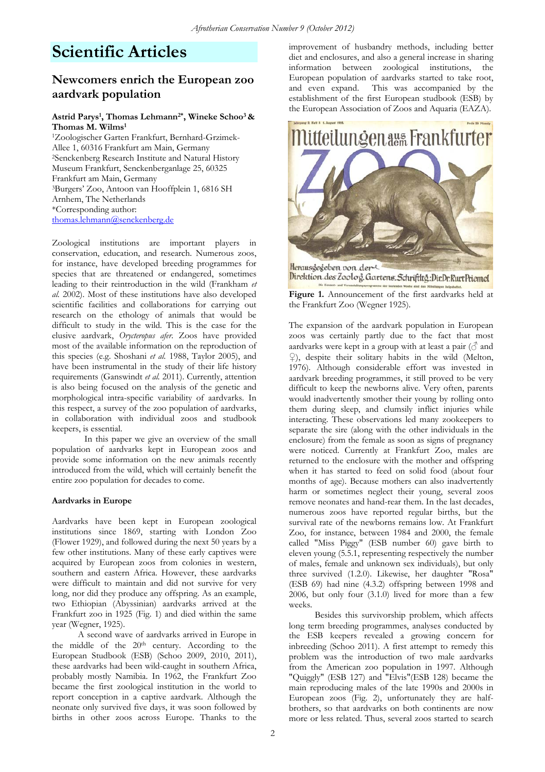# Scientific Articles

## Newcomers enrich the European zoo aardvark population

**Astrid Parys[1], Thomas Lehmann[2*], Wineke Schoo[3] & Thomas M. Wilms[1]**

[1]Zoologischer Garten Frankfurt, Bernhard-Grzimek-Allee 1, 60316 Frankfurt am Main, Germany
[2]Senckenberg Research Institute and Natural History Museum Frankfurt, Senckenberganlage 25, 60325 Frankfurt am Main, Germany
[3]Burgers' Zoo, Antoon van Hooffplein 1, 6816 SH Arnhem, The Netherlands
*Corresponding author: thomas.lehmann@senckenberg.de

Zoological institutions are important players in conservation, education, and research. Numerous zoos, for instance, have developed breeding programmes for species that are threatened or endangered, sometimes leading to their reintroduction in the wild (Frankham *et al.* 2002). Most of these institutions have also developed scientific facilities and collaborations for carrying out research on the ethology of animals that would be difficult to study in the wild. This is the case for the elusive aardvark, *Orycteropus afer*. Zoos have provided most of the available information on the reproduction of this species (e.g. Shoshani *et al.* 1988, Taylor 2005), and have been instrumental in the study of their life history requirements (Ganswindt *et al.* 2011). Currently, attention is also being focused on the analysis of the genetic and morphological intra-specific variability of aardvarks. In this respect, a survey of the zoo population of aardvarks, in collaboration with individual zoos and studbook keepers, is essential.

In this paper we give an overview of the small population of aardvarks kept in European zoos and provide some information on the new animals recently introduced from the wild, which will certainly benefit the entire zoo population for decades to come.

**Aardvarks in Europe**

Aardvarks have been kept in European zoological institutions since 1869, starting with London Zoo (Flower 1929), and followed during the next 50 years by a few other institutions. Many of these early captives were acquired by European zoos from colonies in western, southern and eastern Africa. However, these aardvarks were difficult to maintain and did not survive for very long, nor did they produce any offspring. As an example, two Ethiopian (Abyssinian) aardvarks arrived at the Frankfurt zoo in 1925 (Fig. 1) and died within the same year (Wegner, 1925).

A second wave of aardvarks arrived in Europe in the middle of the 20th century. According to the European Studbook (ESB) (Schoo 2009, 2010, 2011), these aardvarks had been wild-caught in southern Africa, probably mostly Namibia. In 1962, the Frankfurt Zoo became the first zoological institution in the world to report conception in a captive aardvark. Although the neonate only survived five days, it was soon followed by births in other zoos across Europe. Thanks to the improvement of husbandry methods, including better diet and enclosures, and also a general increase in sharing information between zoological institutions, the European population of aardvarks started to take root, and even expand. This was accompanied by the establishment of the first European studbook (ESB) by the European Association of Zoos and Aquaria (EAZA).

**Figure 1.** Announcement of the first aardvarks held at the Frankfurt Zoo (Wegner 1925).

The expansion of the aardvark population in European zoos was certainly partly due to the fact that most aardvarks were kept in a group with at least a pair (♂ and ♀), despite their solitary habits in the wild (Melton, 1976). Although considerable effort was invested in aardvark breeding programmes, it still proved to be very difficult to keep the newborns alive. Very often, parents would inadvertently smother their young by rolling onto them during sleep, and clumsily inflict injuries while interacting. These observations led many zookeepers to separate the sire (along with the other individuals in the enclosure) from the female as soon as signs of pregnancy were noticed. Currently at Frankfurt Zoo, males are returned to the enclosure with the mother and offspring when it has started to feed on solid food (about four months of age). Because mothers can also inadvertently harm or sometimes neglect their young, several zoos remove neonates and hand-rear them. In the last decades, numerous zoos have reported regular births, but the survival rate of the newborns remains low. At Frankfurt Zoo, for instance, between 1984 and 2000, the female called "Miss Piggy" (ESB number 60) gave birth to eleven young (5.5.1, representing respectively the number of males, female and unknown sex individuals), but only three survived (1.2.0). Likewise, her daughter "Rosa" (ESB 69) had nine (4.3.2) offspring between 1998 and 2006, but only four (3.1.0) lived for more than a few weeks.

Besides this survivorship problem, which affects long term breeding programmes, analyses conducted by the ESB keepers revealed a growing concern for inbreeding (Schoo 2011). A first attempt to remedy this problem was the introduction of two male aardvarks from the American zoo population in 1997. Although "Quiggly" (ESB 127) and "Elvis"(ESB 128) became the main reproducing males of the late 1990s and 2000s in European zoos (Fig. 2), unfortunately they are half-brothers, so that aardvarks on both continents are now more or less related. Thus, several zoos started to search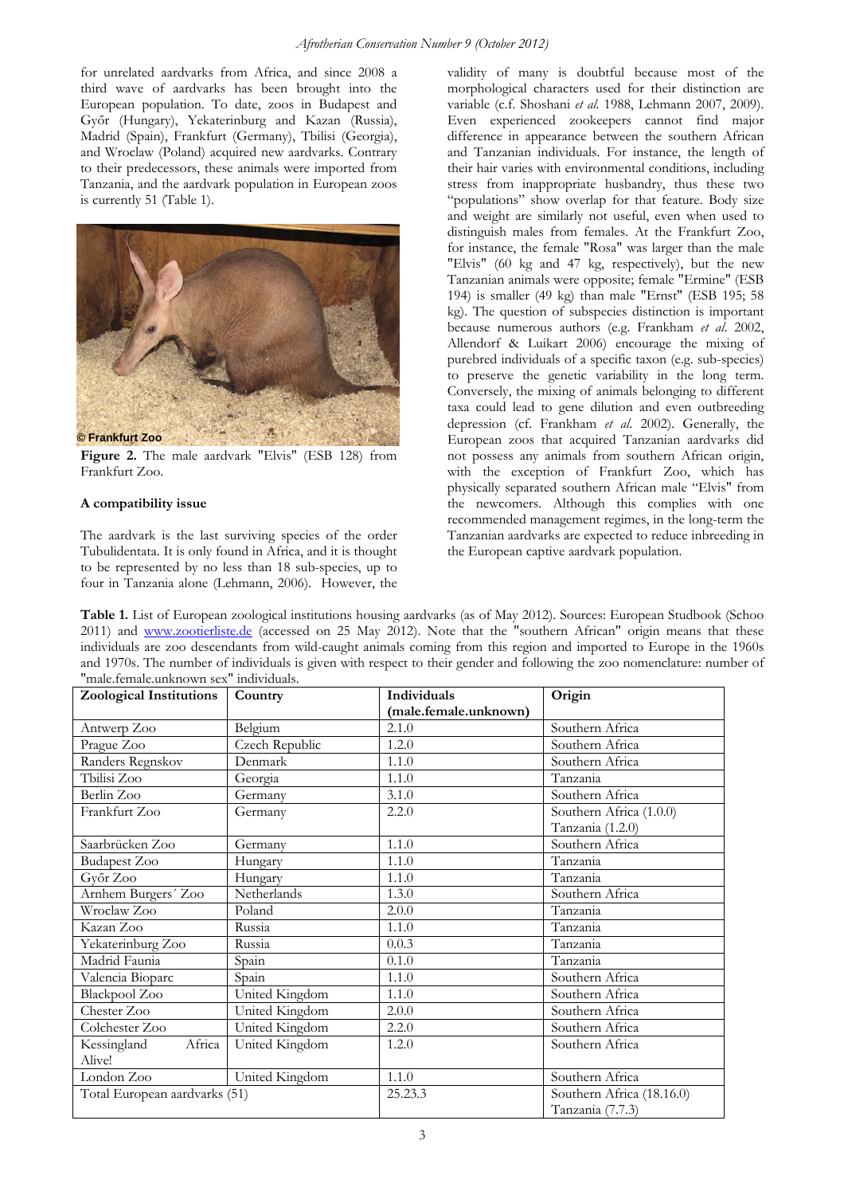for unrelated aardvarks from Africa, and since 2008 a third wave of aardvarks has been brought into the European population. To date, zoos in Budapest and Győr (Hungary), Yekaterinburg and Kazan (Russia), Madrid (Spain), Frankfurt (Germany), Tbilisi (Georgia), and Wroclaw (Poland) acquired new aardvarks. Contrary to their predecessors, these animals were imported from Tanzania, and the aardvark population in European zoos is currently 51 (Table 1).

**Figure 2.** The male aardvark "Elvis" (ESB 128) from Frankfurt Zoo.

**A compatibility issue**

The aardvark is the last surviving species of the order Tubulidentata. It is only found in Africa, and it is thought to be represented by no less than 18 sub-species, up to four in Tanzania alone (Lehmann, 2006). However, the validity of many is doubtful because most of the morphological characters used for their distinction are variable (c.f. Shoshani *et al.* 1988, Lehmann 2007, 2009). Even experienced zookeepers cannot find major difference in appearance between the southern African and Tanzanian individuals. For instance, the length of their hair varies with environmental conditions, including stress from inappropriate husbandry, thus these two "populations" show overlap for that feature. Body size and weight are similarly not useful, even when used to distinguish males from females. At the Frankfurt Zoo, for instance, the female "Rosa" was larger than the male "Elvis" (60 kg and 47 kg, respectively), but the new Tanzanian animals were opposite; female "Ermine" (ESB 194) is smaller (49 kg) than male "Ernst" (ESB 195; 58 kg). The question of subspecies distinction is important because numerous authors (e.g. Frankham *et al.* 2002, Allendorf & Luikart 2006) encourage the mixing of purebred individuals of a specific taxon (e.g. sub-species) to preserve the genetic variability in the long term. Conversely, the mixing of animals belonging to different taxa could lead to gene dilution and even outbreeding depression (cf. Frankham *et al.* 2002). Generally, the European zoos that acquired Tanzanian aardvarks did not possess any animals from southern African origin, with the exception of Frankfurt Zoo, which has physically separated southern African male "Elvis" from the newcomers. Although this complies with one recommended management regimes, in the long-term the Tanzanian aardvarks are expected to reduce inbreeding in the European captive aardvark population.

**Table 1.** List of European zoological institutions housing aardvarks (as of May 2012). Sources: European Studbook (Schoo 2011) and www.zootierliste.de (accessed on 25 May 2012). Note that the "southern African" origin means that these individuals are zoo descendants from wild-caught animals coming from this region and imported to Europe in the 1960s and 1970s. The number of individuals is given with respect to their gender and following the zoo nomenclature: number of "male.female.unknown sex" individuals.

| Zoological Institutions | Country | Individuals (male.female.unknown) | Origin |
|---|---|---|---|
| Antwerp Zoo | Belgium | 2.1.0 | Southern Africa |
| Prague Zoo | Czech Republic | 1.2.0 | Southern Africa |
| Randers Regnskov | Denmark | 1.1.0 | Southern Africa |
| Tbilisi Zoo | Georgia | 1.1.0 | Tanzania |
| Berlin Zoo | Germany | 3.1.0 | Southern Africa |
| Frankfurt Zoo | Germany | 2.2.0 | Southern Africa (1.0.0) Tanzania (1.2.0) |
| Saarbrücken Zoo | Germany | 1.1.0 | Southern Africa |
| Budapest Zoo | Hungary | 1.1.0 | Tanzania |
| Győr Zoo | Hungary | 1.1.0 | Tanzania |
| Arnhem Burgers´ Zoo | Netherlands | 1.3.0 | Southern Africa |
| Wroclaw Zoo | Poland | 2.0.0 | Tanzania |
| Kazan Zoo | Russia | 1.1.0 | Tanzania |
| Yekaterinburg Zoo | Russia | 0.0.3 | Tanzania |
| Madrid Faunia | Spain | 0.1.0 | Tanzania |
| Valencia Bioparc | Spain | 1.1.0 | Southern Africa |
| Blackpool Zoo | United Kingdom | 1.1.0 | Southern Africa |
| Chester Zoo | United Kingdom | 2.0.0 | Southern Africa |
| Colchester Zoo | United Kingdom | 2.2.0 | Southern Africa |
| Kessingland Africa Alive! | United Kingdom | 1.2.0 | Southern Africa |
| London Zoo | United Kingdom | 1.1.0 | Southern Africa |
| Total European aardvarks (51) | | 25.23.3 | Southern Africa (18.16.0) Tanzania (7.7.3) |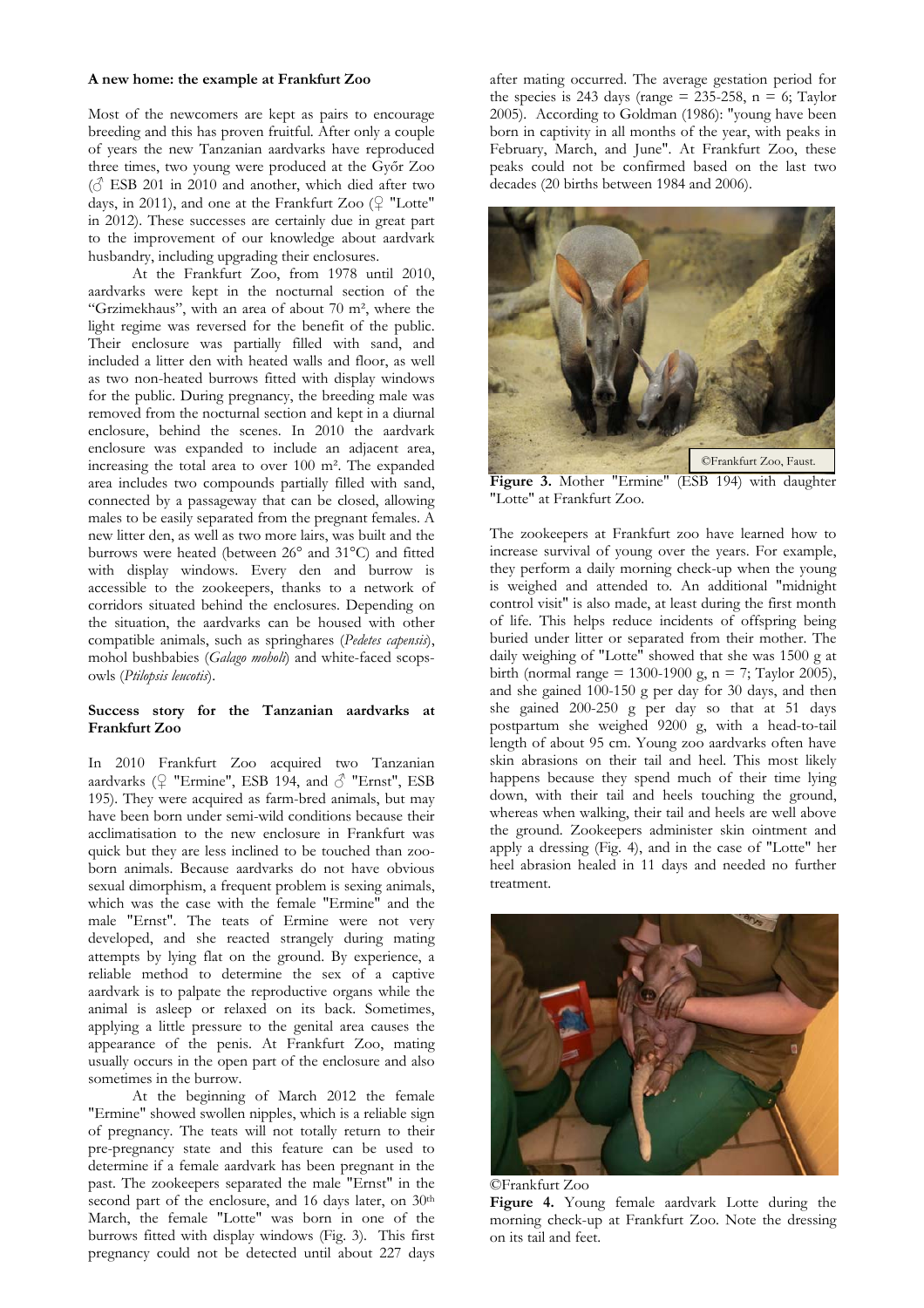**A new home: the example at Frankfurt Zoo**

Most of the newcomers are kept as pairs to encourage breeding and this has proven fruitful. After only a couple of years the new Tanzanian aardvarks have reproduced three times, two young were produced at the Győr Zoo (♂ ESB 201 in 2010 and another, which died after two days, in 2011), and one at the Frankfurt Zoo (♀ "Lotte" in 2012). These successes are certainly due in great part to the improvement of our knowledge about aardvark husbandry, including upgrading their enclosures.

At the Frankfurt Zoo, from 1978 until 2010, aardvarks were kept in the nocturnal section of the "Grzimekhaus", with an area of about 70 m², where the light regime was reversed for the benefit of the public. Their enclosure was partially filled with sand, and included a litter den with heated walls and floor, as well as two non-heated burrows fitted with display windows for the public. During pregnancy, the breeding male was removed from the nocturnal section and kept in a diurnal enclosure, behind the scenes. In 2010 the aardvark enclosure was expanded to include an adjacent area, increasing the total area to over 100 m². The expanded area includes two compounds partially filled with sand, connected by a passageway that can be closed, allowing males to be easily separated from the pregnant females. A new litter den, as well as two more lairs, was built and the burrows were heated (between 26° and 31°C) and fitted with display windows. Every den and burrow is accessible to the zookeepers, thanks to a network of corridors situated behind the enclosures. Depending on the situation, the aardvarks can be housed with other compatible animals, such as springhares (*Pedetes capensis*), mohol bushbabies (*Galago moholi*) and white-faced scops-owls (*Ptilopsis leucotis*).

**Success story for the Tanzanian aardvarks at Frankfurt Zoo**

In 2010 Frankfurt Zoo acquired two Tanzanian aardvarks (♀ "Ermine", ESB 194, and ♂ "Ernst", ESB 195). They were acquired as farm-bred animals, but may have been born under semi-wild conditions because their acclimatisation to the new enclosure in Frankfurt was quick but they are less inclined to be touched than zoo-born animals. Because aardvarks do not have obvious sexual dimorphism, a frequent problem is sexing animals, which was the case with the female "Ermine" and the male "Ernst". The teats of Ermine were not very developed, and she reacted strangely during mating attempts by lying flat on the ground. By experience, a reliable method to determine the sex of a captive aardvark is to palpate the reproductive organs while the animal is asleep or relaxed on its back. Sometimes, applying a little pressure to the genital area causes the appearance of the penis. At Frankfurt Zoo, mating usually occurs in the open part of the enclosure and also sometimes in the burrow.

At the beginning of March 2012 the female "Ermine" showed swollen nipples, which is a reliable sign of pregnancy. The teats will not totally return to their pre-pregnancy state and this feature can be used to determine if a female aardvark has been pregnant in the past. The zookeepers separated the male "Ernst" in the second part of the enclosure, and 16 days later, on 30th March, the female "Lotte" was born in one of the burrows fitted with display windows (Fig. 3). This first pregnancy could not be detected until about 227 days after mating occurred. The average gestation period for the species is 243 days (range = 235-258, n = 6; Taylor 2005). According to Goldman (1986): "young have been born in captivity in all months of the year, with peaks in February, March, and June". At Frankfurt Zoo, these peaks could not be confirmed based on the last two decades (20 births between 1984 and 2006).

©Frankfurt Zoo, Faust.

**Figure 3.** Mother "Ermine" (ESB 194) with daughter "Lotte" at Frankfurt Zoo.

The zookeepers at Frankfurt zoo have learned how to increase survival of young over the years. For example, they perform a daily morning check-up when the young is weighed and attended to. An additional "midnight control visit" is also made, at least during the first month of life. This helps reduce incidents of offspring being buried under litter or separated from their mother. The daily weighing of "Lotte" showed that she was 1500 g at birth (normal range = 1300-1900 g, n = 7; Taylor 2005), and she gained 100-150 g per day for 30 days, and then she gained 200-250 g per day so that at 51 days postpartum she weighed 9200 g, with a head-to-tail length of about 95 cm. Young zoo aardvarks often have skin abrasions on their tail and heel. This most likely happens because they spend much of their time lying down, with their tail and heels touching the ground, whereas when walking, their tail and heels are well above the ground. Zookeepers administer skin ointment and apply a dressing (Fig. 4), and in the case of "Lotte" her heel abrasion healed in 11 days and needed no further treatment.

©Frankfurt Zoo

**Figure 4.** Young female aardvark Lotte during the morning check-up at Frankfurt Zoo. Note the dressing on its tail and feet.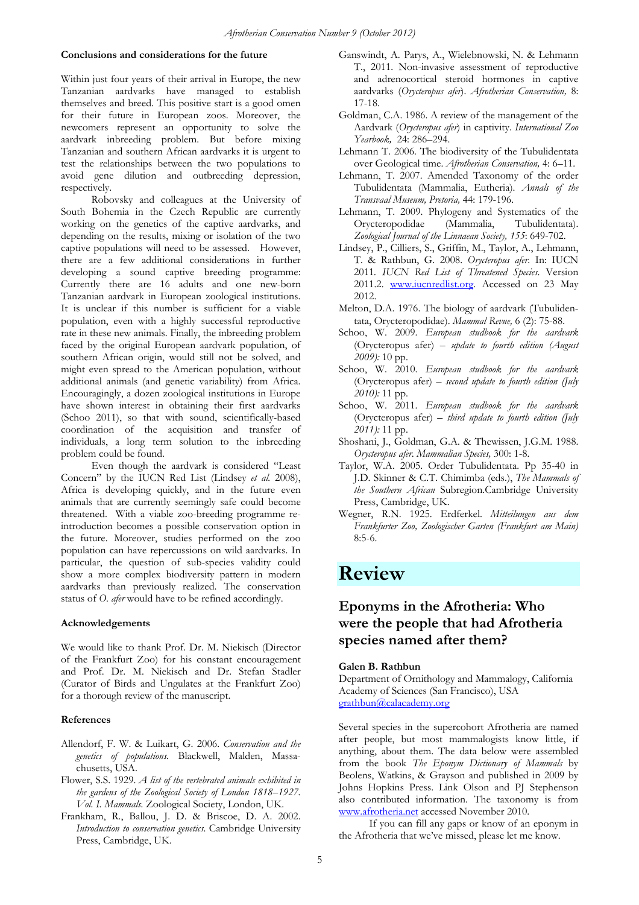**Conclusions and considerations for the future**

Within just four years of their arrival in Europe, the new Tanzanian aardvarks have managed to establish themselves and breed. This positive start is a good omen for their future in European zoos. Moreover, the newcomers represent an opportunity to solve the aardvark inbreeding problem. But before mixing Tanzanian and southern African aardvarks it is urgent to test the relationships between the two populations to avoid gene dilution and outbreeding depression, respectively.

Robovsky and colleagues at the University of South Bohemia in the Czech Republic are currently working on the genetics of the captive aardvarks, and depending on the results, mixing or isolation of the two captive populations will need to be assessed. However, there are a few additional considerations in further developing a sound captive breeding programme: Currently there are 16 adults and one new-born Tanzanian aardvark in European zoological institutions. It is unclear if this number is sufficient for a viable population, even with a highly successful reproductive rate in these new animals. Finally, the inbreeding problem faced by the original European aardvark population, of southern African origin, would still not be solved, and might even spread to the American population, without additional animals (and genetic variability) from Africa. Encouragingly, a dozen zoological institutions in Europe have shown interest in obtaining their first aardvarks (Schoo 2011), so that with sound, scientifically-based coordination of the acquisition and transfer of individuals, a long term solution to the inbreeding problem could be found.

Even though the aardvark is considered "Least Concern" by the IUCN Red List (Lindsey *et al.* 2008), Africa is developing quickly, and in the future even animals that are currently seemingly safe could become threatened. With a viable zoo-breeding programme re-introduction becomes a possible conservation option in the future. Moreover, studies performed on the zoo population can have repercussions on wild aardvarks. In particular, the question of sub-species validity could show a more complex biodiversity pattern in modern aardvarks than previously realized. The conservation status of *O. afer* would have to be refined accordingly.

**Acknowledgements**

We would like to thank Prof. Dr. M. Niekisch (Director of the Frankfurt Zoo) for his constant encouragement and Prof. Dr. M. Niekisch and Dr. Stefan Stadler (Curator of Birds and Ungulates at the Frankfurt Zoo) for a thorough review of the manuscript.

**References**

Allendorf, F. W. & Luikart, G. 2006. *Conservation and the genetics of populations.* Blackwell, Malden, Massachusetts, USA.

Flower, S.S. 1929. *A list of the vertebrated animals exhibited in the gardens of the Zoological Society of London 1818–1927. Vol. I. Mammals.* Zoological Society, London, UK.

Frankham, R., Ballou, J. D. & Briscoe, D. A. 2002. *Introduction to conservation genetics*. Cambridge University Press, Cambridge, UK.

Ganswindt, A. Parys, A., Wielebnowski, N. & Lehmann T., 2011. Non-invasive assessment of reproductive and adrenocortical steroid hormones in captive aardvarks (*Orycteropus afer*). *Afrotherian Conservation,* 8: 17-18.

Goldman, C.A. 1986. A review of the management of the Aardvark (*Orycteropus afer*) in captivity. *International Zoo Yearbook,* 24: 286–294.

Lehmann T. 2006. The biodiversity of the Tubulidentata over Geological time. *Afrotherian Conservation,* 4: 6–11.

Lehmann, T. 2007. Amended Taxonomy of the order Tubulidentata (Mammalia, Eutheria). *Annals of the Transvaal Museum, Pretoria,* 44: 179-196.

Lehmann, T. 2009. Phylogeny and Systematics of the Orycteropodidae (Mammalia, Tubulidentata). *Zoological Journal of the Linnaean Society, 155*: 649-702.

Lindsey, P., Cilliers, S., Griffin, M., Taylor, A., Lehmann, T. & Rathbun, G. 2008. *Orycteropus afer*. In: IUCN 2011. *IUCN Red List of Threatened Species*. Version 2011.2. www.iucnredlist.org. Accessed on 23 May 2012.

Melton, D.A. 1976. The biology of aardvark (Tubulidentata, Orycteropodidae). *Mammal Revue,* 6 (2): 75-88.

Schoo, W. 2009. *European studbook for the aardvark* (Orycteropus afer) – *update to fourth edition (August 2009):* 10 pp.

Schoo, W. 2010. *European studbook for the aardvark* (Orycteropus afer) – *second update to fourth edition (July 2010):* 11 pp.

Schoo, W. 2011. *European studbook for the aardvark* (Orycteropus afer) – *third update to fourth edition (July 2011):* 11 pp.

Shoshani, J., Goldman, G.A. & Thewissen, J.G.M. 1988. *Orycteropus afer*. *Mammalian Species,* 300: 1-8.

Taylor, W.A. 2005. Order Tubulidentata. Pp 35-40 in J.D. Skinner & C.T. Chimimba (eds.), *The Mammals of the Southern African* Subregion.Cambridge University Press, Cambridge, UK.

Wegner, R.N. 1925. Erdferkel. *Mitteilungen aus dem Frankfurter Zoo, Zoologischer Garten (Frankfurt am Main)* 8:5-6.

# Review

## Eponyms in the Afrotheria: Who were the people that had Afrotheria species named after them?

**Galen B. Rathbun**
Department of Ornithology and Mammalogy, California Academy of Sciences (San Francisco), USA
grathbun@calacademy.org

Several species in the supercohort Afrotheria are named after people, but most mammalogists know little, if anything, about them. The data below were assembled from the book *The Eponym Dictionary of Mammals* by Beolens, Watkins, & Grayson and published in 2009 by Johns Hopkins Press. Link Olson and PJ Stephenson also contributed information. The taxonomy is from www.afrotheria.net accessed November 2010.

If you can fill any gaps or know of an eponym in the Afrotheria that we've missed, please let me know.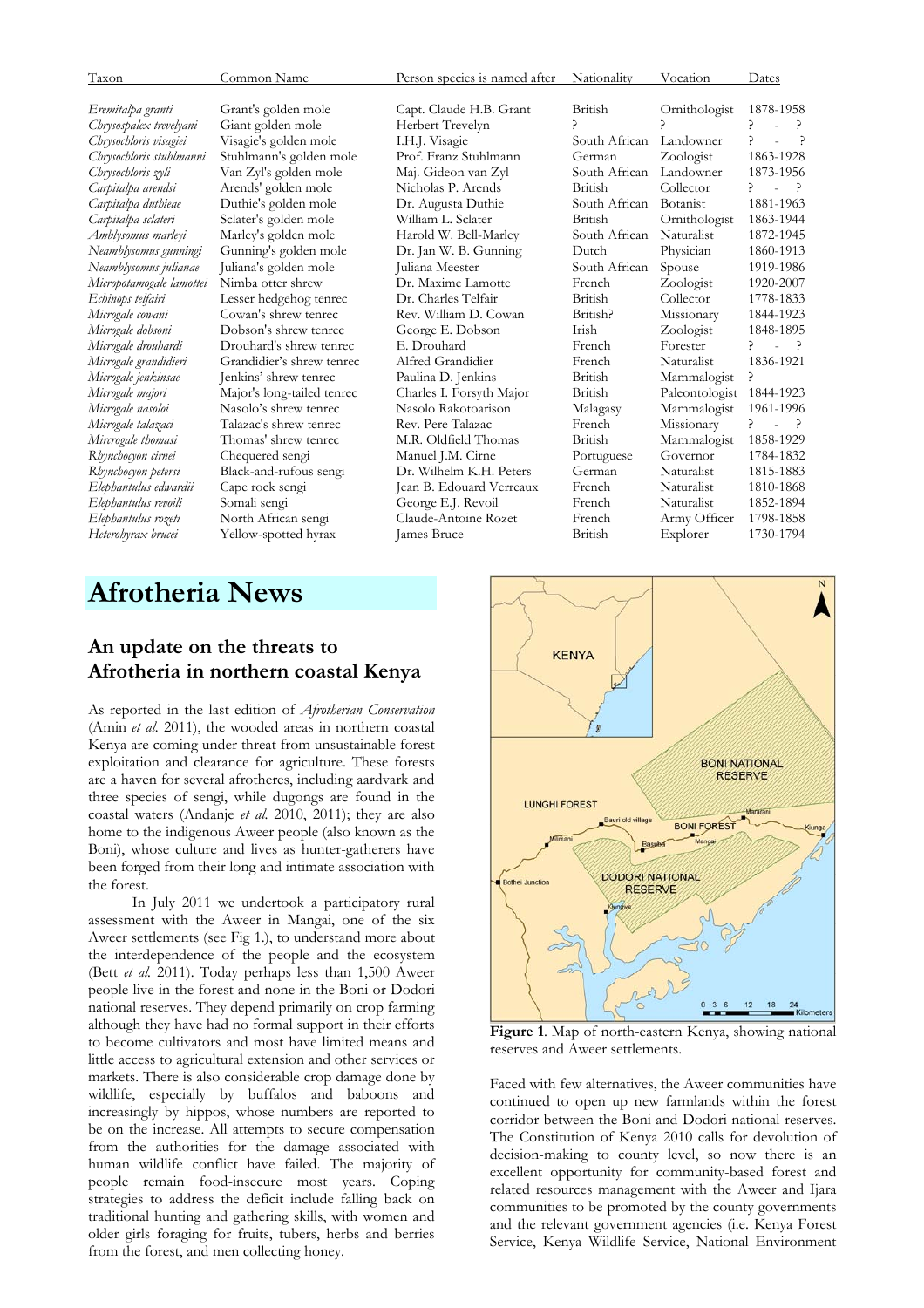| Taxon | Common Name | Person species is named after | Nationality | Vocation | Dates |
|---|---|---|---|---|---|
| *Eremitalpa granti* | Grant's golden mole | Capt. Claude H.B. Grant | British | Ornithologist | 1878-1958 |
| *Chrysospalex trevelyani* | Giant golden mole | Herbert Trevelyn | ? | ? | ? - ? |
| *Chrysochloris visagiei* | Visagie's golden mole | I.H.J. Visagie | South African | Landowner | ? - ? |
| *Chrysochloris stuhlmanni* | Stuhlmann's golden mole | Prof. Franz Stuhlmann | German | Zoologist | 1863-1928 |
| *Chrysochloris zyli* | Van Zyl's golden mole | Maj. Gideon van Zyl | South African | Landowner | 1873-1956 |
| *Carpitalpa arendsi* | Arends' golden mole | Nicholas P. Arends | British | Collector | ? - ? |
| *Carpitalpa duthieae* | Duthie's golden mole | Dr. Augusta Duthie | South African | Botanist | 1881-1963 |
| *Carpitalpa sclateri* | Sclater's golden mole | William L. Sclater | British | Ornithologist | 1863-1944 |
| *Amblysomus marleyi* | Marley's golden mole | Harold W. Bell-Marley | South African | Naturalist | 1872-1945 |
| *Neamblysomus gunningi* | Gunning's golden mole | Dr. Jan W. B. Gunning | Dutch | Physician | 1860-1913 |
| *Neamblysomus julianae* | Juliana's golden mole | Juliana Meester | South African | Spouse | 1919-1986 |
| *Micropotamogale lamottei* | Nimba otter shrew | Dr. Maxime Lamotte | French | Zoologist | 1920-2007 |
| *Echinops telfairi* | Lesser hedgehog tenrec | Dr. Charles Telfair | British | Collector | 1778-1833 |
| *Microgale cowani* | Cowan's shrew tenrec | Rev. William D. Cowan | British? | Missionary | 1844-1923 |
| *Microgale dobsoni* | Dobson's shrew tenrec | George E. Dobson | Irish | Zoologist | 1848-1895 |
| *Microgale drouhardi* | Drouhard's shrew tenrec | E. Drouhard | French | Forester | ? - ? |
| *Microgale grandidieri* | Grandidier's shrew tenrec | Alfred Grandidier | French | Naturalist | 1836-1921 |
| *Microgale jenkinsae* | Jenkins' shrew tenrec | Paulina D. Jenkins | British | Mammalogist | ? |
| *Microgale majori* | Major's long-tailed tenrec | Charles I. Forsyth Major | British | Paleontologist | 1844-1923 |
| *Microgale nasoloi* | Nasolo's shrew tenrec | Nasolo Rakotoarison | Malagasy | Mammalogist | 1961-1996 |
| *Microgale talazaci* | Talazac's shrew tenrec | Rev. Pere Talazac | French | Missionary | ? - ? |
| *Mircrogale thomasi* | Thomas' shrew tenrec | M.R. Oldfield Thomas | British | Mammalogist | 1858-1929 |
| *Rhynchocyon cirnei* | Chequered sengi | Manuel J.M. Cirne | Portuguese | Governor | 1784-1832 |
| *Rhynchocyon petersi* | Black-and-rufous sengi | Dr. Wilhelm K.H. Peters | German | Naturalist | 1815-1883 |
| *Elephantulus edwardii* | Cape rock sengi | Jean B. Edouard Verreaux | French | Naturalist | 1810-1868 |
| *Elephantulus revoili* | Somali sengi | George E.J. Revoil | French | Naturalist | 1852-1894 |
| *Elephantulus rozeti* | North African sengi | Claude-Antoine Rozet | French | Army Officer | 1798-1858 |
| *Heterohyrax brucei* | Yellow-spotted hyrax | James Bruce | British | Explorer | 1730-1794 |

# Afrotheria News

## An update on the threats to Afrotheria in northern coastal Kenya

As reported in the last edition of *Afrotherian Conservation* (Amin *et al.* 2011), the wooded areas in northern coastal Kenya are coming under threat from unsustainable forest exploitation and clearance for agriculture. These forests are a haven for several afrotheres, including aardvark and three species of sengi, while dugongs are found in the coastal waters (Andanje *et al.* 2010, 2011); they are also home to the indigenous Aweer people (also known as the Boni), whose culture and lives as hunter-gatherers have been forged from their long and intimate association with the forest.

In July 2011 we undertook a participatory rural assessment with the Aweer in Mangai, one of the six Aweer settlements (see Fig 1.), to understand more about the interdependence of the people and the ecosystem (Bett *et al.* 2011). Today perhaps less than 1,500 Aweer people live in the forest and none in the Boni or Dodori national reserves. They depend primarily on crop farming although they have had no formal support in their efforts to become cultivators and most have limited means and little access to agricultural extension and other services or markets. There is also considerable crop damage done by wildlife, especially by buffalos and baboons and increasingly by hippos, whose numbers are reported to be on the increase. All attempts to secure compensation from the authorities for the damage associated with human wildlife conflict have failed. The majority of people remain food-insecure most years. Coping strategies to address the deficit include falling back on traditional hunting and gathering skills, with women and older girls foraging for fruits, tubers, herbs and berries from the forest, and men collecting honey.

**Figure 1**. Map of north-eastern Kenya, showing national reserves and Aweer settlements.

Faced with few alternatives, the Aweer communities have continued to open up new farmlands within the forest corridor between the Boni and Dodori national reserves. The Constitution of Kenya 2010 calls for devolution of decision-making to county level, so now there is an excellent opportunity for community-based forest and related resources management with the Aweer and Ijara communities to be promoted by the county governments and the relevant government agencies (i.e. Kenya Forest Service, Kenya Wildlife Service, National Environment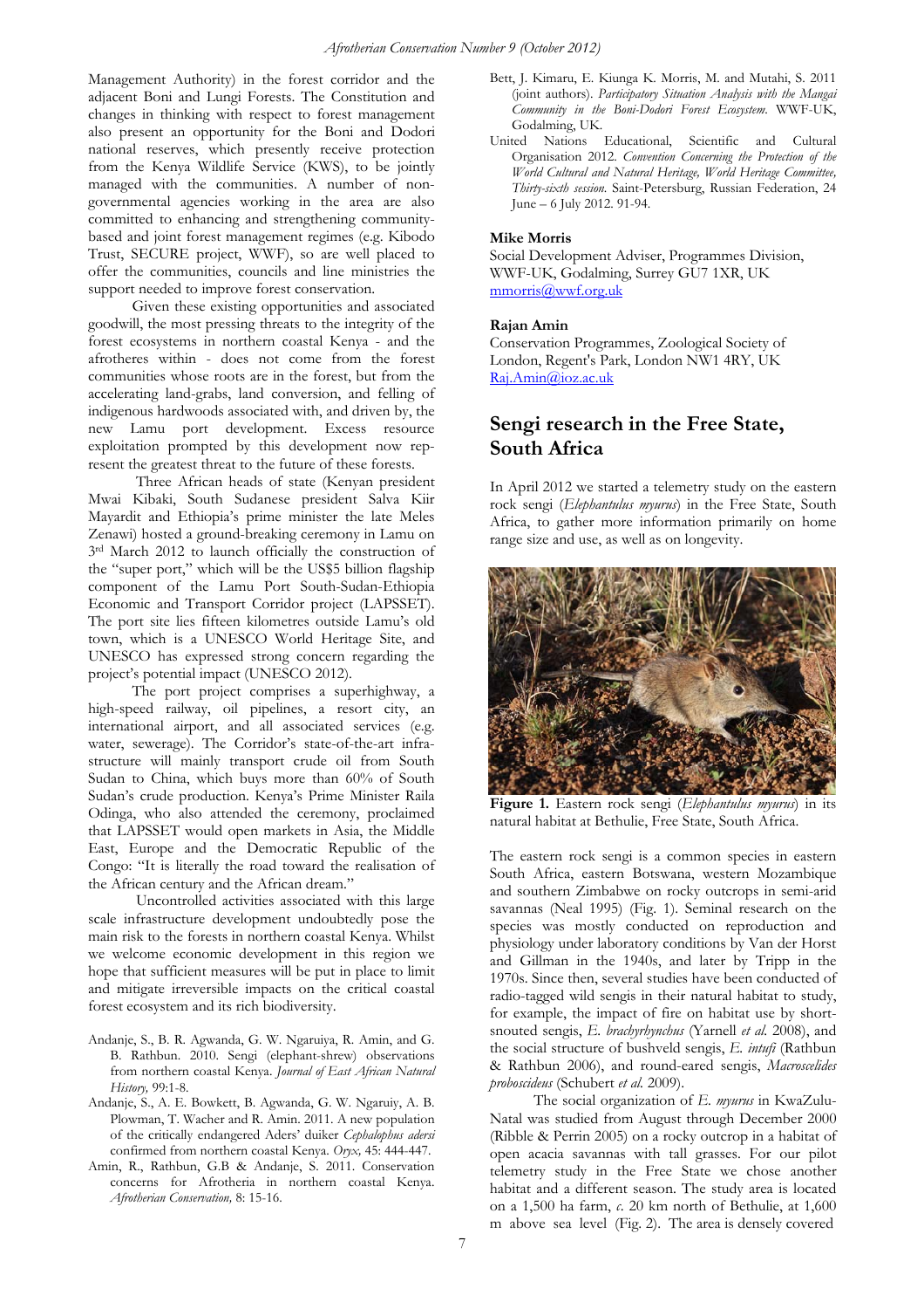Management Authority) in the forest corridor and the adjacent Boni and Lungi Forests. The Constitution and changes in thinking with respect to forest management also present an opportunity for the Boni and Dodori national reserves, which presently receive protection from the Kenya Wildlife Service (KWS), to be jointly managed with the communities. A number of non-governmental agencies working in the area are also committed to enhancing and strengthening community-based and joint forest management regimes (e.g. Kibodo Trust, SECURE project, WWF), so are well placed to offer the communities, councils and line ministries the support needed to improve forest conservation.

Given these existing opportunities and associated goodwill, the most pressing threats to the integrity of the forest ecosystems in northern coastal Kenya - and the afrotheres within - does not come from the forest communities whose roots are in the forest, but from the accelerating land-grabs, land conversion, and felling of indigenous hardwoods associated with, and driven by, the new Lamu port development. Excess resource exploitation prompted by this development now represent the greatest threat to the future of these forests.

Three African heads of state (Kenyan president Mwai Kibaki, South Sudanese president Salva Kiir Mayardit and Ethiopia's prime minister the late Meles Zenawi) hosted a ground-breaking ceremony in Lamu on 3rd March 2012 to launch officially the construction of the "super port," which will be the US$5 billion flagship component of the Lamu Port South-Sudan-Ethiopia Economic and Transport Corridor project (LAPSSET). The port site lies fifteen kilometres outside Lamu's old town, which is a UNESCO World Heritage Site, and UNESCO has expressed strong concern regarding the project's potential impact (UNESCO 2012).

The port project comprises a superhighway, a high-speed railway, oil pipelines, a resort city, an international airport, and all associated services (e.g. water, sewerage). The Corridor's state-of-the-art infrastructure will mainly transport crude oil from South Sudan to China, which buys more than 60% of South Sudan's crude production. Kenya's Prime Minister Raila Odinga, who also attended the ceremony, proclaimed that LAPSSET would open markets in Asia, the Middle East, Europe and the Democratic Republic of the Congo: "It is literally the road toward the realisation of the African century and the African dream."

Uncontrolled activities associated with this large scale infrastructure development undoubtedly pose the main risk to the forests in northern coastal Kenya. Whilst we welcome economic development in this region we hope that sufficient measures will be put in place to limit and mitigate irreversible impacts on the critical coastal forest ecosystem and its rich biodiversity.

Andanje, S., B. R. Agwanda, G. W. Ngaruiya, R. Amin, and G. B. Rathbun. 2010. Sengi (elephant-shrew) observations from northern coastal Kenya. *Journal of East African Natural History,* 99:1-8.

Andanje, S., A. E. Bowkett, B. Agwanda, G. W. Ngaruiy, A. B. Plowman, T. Wacher and R. Amin. 2011. A new population of the critically endangered Aders' duiker *Cephalophus adersi* confirmed from northern coastal Kenya. *Oryx,* 45: 444-447.

Amin, R., Rathbun, G.B & Andanje, S. 2011. Conservation concerns for Afrotheria in northern coastal Kenya. *Afrotherian Conservation,* 8: 15-16.

Bett, J. Kimaru, E. Kiunga K. Morris, M. and Mutahi, S. 2011 (joint authors). *Participatory Situation Analysis with the Mangai Community in the Boni-Dodori Forest Ecosystem.* WWF-UK, Godalming, UK.

United Nations Educational, Scientific and Cultural Organisation 2012. *Convention Concerning the Protection of the World Cultural and Natural Heritage, World Heritage Committee, Thirty-sixth session.* Saint-Petersburg, Russian Federation, 24 June – 6 July 2012. 91-94.

**Mike Morris**
Social Development Adviser, Programmes Division, WWF-UK, Godalming, Surrey GU7 1XR, UK
mmorris@wwf.org.uk

**Rajan Amin**
Conservation Programmes, Zoological Society of London, Regent's Park, London NW1 4RY, UK
Raj.Amin@ioz.ac.uk

## Sengi research in the Free State, South Africa

In April 2012 we started a telemetry study on the eastern rock sengi (*Elephantulus myurus*) in the Free State, South Africa, to gather more information primarily on home range size and use, as well as on longevity.

**Figure 1.** Eastern rock sengi (*Elephantulus myurus*) in its natural habitat at Bethulie, Free State, South Africa.

The eastern rock sengi is a common species in eastern South Africa, eastern Botswana, western Mozambique and southern Zimbabwe on rocky outcrops in semi-arid savannas (Neal 1995) (Fig. 1). Seminal research on the species was mostly conducted on reproduction and physiology under laboratory conditions by Van der Horst and Gillman in the 1940s, and later by Tripp in the 1970s. Since then, several studies have been conducted of radio-tagged wild sengis in their natural habitat to study, for example, the impact of fire on habitat use by short-snouted sengis, *E. brachyrhynchus* (Yarnell *et al.* 2008), and the social structure of bushveld sengis, *E. intufi* (Rathbun & Rathbun 2006), and round-eared sengis, *Macroscelides proboscideus* (Schubert *et al.* 2009).

The social organization of *E. myurus* in KwaZulu-Natal was studied from August through December 2000 (Ribble & Perrin 2005) on a rocky outcrop in a habitat of open acacia savannas with tall grasses. For our pilot telemetry study in the Free State we chose another habitat and a different season. The study area is located on a 1,500 ha farm, *c.* 20 km north of Bethulie, at 1,600 m above sea level (Fig. 2). The area is densely covered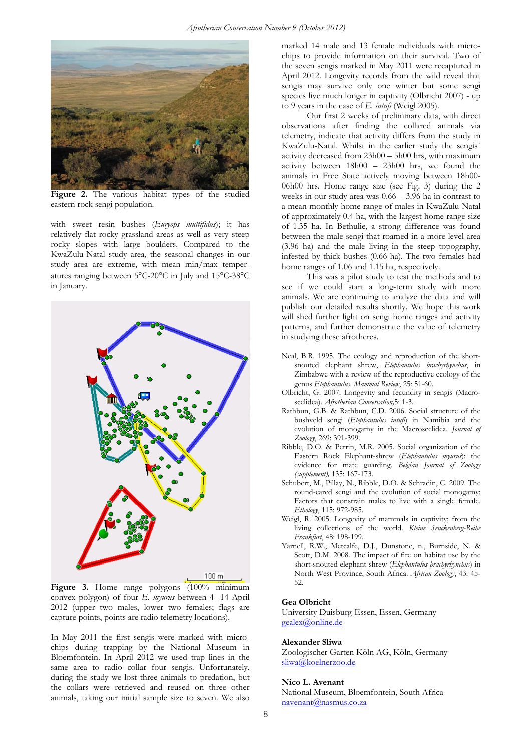**Figure 2.** The various habitat types of the studied eastern rock sengi population.

with sweet resin bushes (*Euryops multifidus*); it has relatively flat rocky grassland areas as well as very steep rocky slopes with large boulders. Compared to the KwaZulu-Natal study area, the seasonal changes in our study area are extreme, with mean min/max temperatures ranging between 5°C-20°C in July and 15°C-38°C in January.

**Figure 3.** Home range polygons (100% minimum convex polygon) of four *E. myurus* between 4 -14 April 2012 (upper two males, lower two females; flags are capture points, points are radio telemetry locations).

In May 2011 the first sengis were marked with microchips during trapping by the National Museum in Bloemfontein. In April 2012 we used trap lines in the same area to radio collar four sengis. Unfortunately, during the study we lost three animals to predation, but the collars were retrieved and reused on three other animals, taking our initial sample size to seven. We also marked 14 male and 13 female individuals with microchips to provide information on their survival. Two of the seven sengis marked in May 2011 were recaptured in April 2012. Longevity records from the wild reveal that sengis may survive only one winter but some sengi species live much longer in captivity (Olbricht 2007) - up to 9 years in the case of *E. intufi* (Weigl 2005).

Our first 2 weeks of preliminary data, with direct observations after finding the collared animals via telemetry, indicate that activity differs from the study in KwaZulu-Natal. Whilst in the earlier study the sengis´ activity decreased from 23h00 – 5h00 hrs, with maximum activity between 18h00 – 23h00 hrs, we found the animals in Free State actively moving between 18h00-06h00 hrs. Home range size (see Fig. 3) during the 2 weeks in our study area was 0.66 – 3.96 ha in contrast to a mean monthly home range of males in KwaZulu-Natal of approximately 0.4 ha, with the largest home range size of 1.35 ha. In Bethulie, a strong difference was found between the male sengi that roamed in a more level area (3.96 ha) and the male living in the steep topography, infested by thick bushes (0.66 ha). The two females had home ranges of 1.06 and 1.15 ha, respectively.

This was a pilot study to test the methods and to see if we could start a long-term study with more animals. We are continuing to analyze the data and will publish our detailed results shortly. We hope this work will shed further light on sengi home ranges and activity patterns, and further demonstrate the value of telemetry in studying these afrotheres.

Neal, B.R. 1995. The ecology and reproduction of the short-snouted elephant shrew, *Elephantulus brachyrhynchus*, in Zimbabwe with a review of the reproductive ecology of the genus *Elephantulus*. *Mammal Review*, 25: 51-60.

Olbricht, G. 2007. Longevity and fecundity in sengis (Macroscelidea). *Afrotherian Conservation*,5: 1-3.

Rathbun, G.B. & Rathbun, C.D. 2006. Social structure of the bushveld sengi (*Elephantulus intufi*) in Namibia and the evolution of monogamy in the Macroscelidea. *Journal of Zoology*, 269: 391-399.

Ribble, D.O. & Perrin, M.R. 2005. Social organization of the Eastern Rock Elephant-shrew (*Elephantulus myurus*): the evidence for mate guarding. *Belgian Journal of Zoology (supplement)*, 135: 167-173.

Schubert, M., Pillay, N., Ribble, D.O. & Schradin, C. 2009. The round-eared sengi and the evolution of social monogamy: Factors that constrain males to live with a single female. *Ethology*, 115: 972-985.

Weigl, R. 2005. Longevity of mammals in captivity; from the living collections of the world. *Kleine Senckenberg-Reihe Frankfurt*, 48: 198-199.

Yarnell, R.W., Metcalfe, D.J., Dunstone, n., Burnside, N. & Scott, D.M. 2008. The impact of fire on habitat use by the short-snouted elephant shrew (*Elephantulus brachyrhynchus*) in North West Province, South Africa. *African Zoology*, 43: 45-52.

**Gea Olbricht**
University Duisburg-Essen, Essen, Germany
gealex@online.de

**Alexander Sliwa**
Zoologischer Garten Köln AG, Köln, Germany
sliwa@koelnerzoo.de

**Nico L. Avenant**
National Museum, Bloemfontein, South Africa
navenant@nasmus.co.za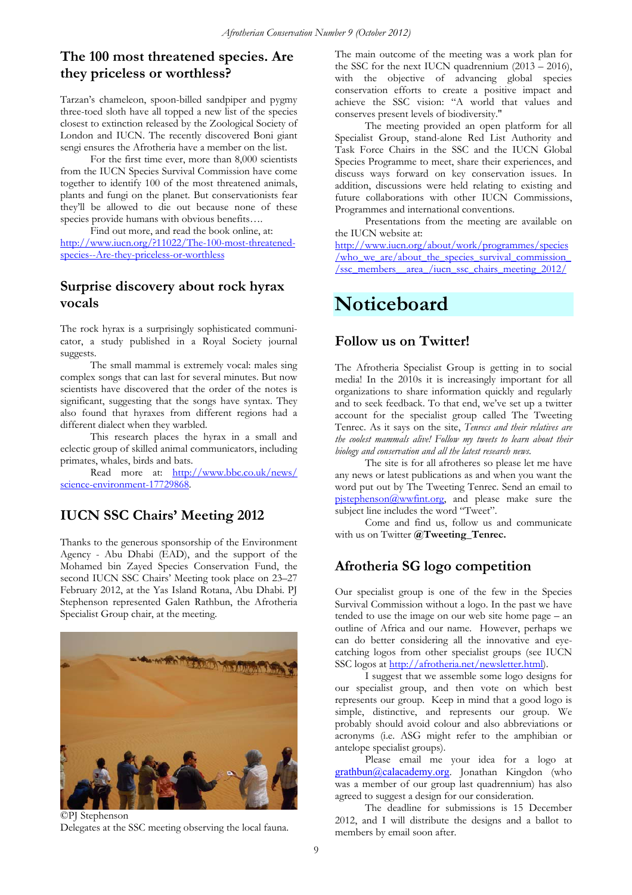## The 100 most threatened species. Are they priceless or worthless?

Tarzan's chameleon, spoon-billed sandpiper and pygmy three-toed sloth have all topped a new list of the species closest to extinction released by the Zoological Society of London and IUCN. The recently discovered Boni giant sengi ensures the Afrotheria have a member on the list.

For the first time ever, more than 8,000 scientists from the IUCN Species Survival Commission have come together to identify 100 of the most threatened animals, plants and fungi on the planet. But conservationists fear they'll be allowed to die out because none of these species provide humans with obvious benefits….

Find out more, and read the book online, at: http://www.iucn.org/?11022/The-100-most-threatened-species--Are-they-priceless-or-worthless

## Surprise discovery about rock hyrax vocals

The rock hyrax is a surprisingly sophisticated communicator, a study published in a Royal Society journal suggests.

The small mammal is extremely vocal: males sing complex songs that can last for several minutes. But now scientists have discovered that the order of the notes is significant, suggesting that the songs have syntax. They also found that hyraxes from different regions had a different dialect when they warbled.

This research places the hyrax in a small and eclectic group of skilled animal communicators, including primates, whales, birds and bats.

Read more at: http://www.bbc.co.uk/news/science-environment-17729868.

## IUCN SSC Chairs' Meeting 2012

Thanks to the generous sponsorship of the Environment Agency - Abu Dhabi (EAD), and the support of the Mohamed bin Zayed Species Conservation Fund, the second IUCN SSC Chairs' Meeting took place on 23–27 February 2012, at the Yas Island Rotana, Abu Dhabi. PJ Stephenson represented Galen Rathbun, the Afrotheria Specialist Group chair, at the meeting.

©PJ Stephenson
Delegates at the SSC meeting observing the local fauna.

The main outcome of the meeting was a work plan for the SSC for the next IUCN quadrennium (2013 – 2016), with the objective of advancing global species conservation efforts to create a positive impact and achieve the SSC vision: "A world that values and conserves present levels of biodiversity."

The meeting provided an open platform for all Specialist Group, stand-alone Red List Authority and Task Force Chairs in the SSC and the IUCN Global Species Programme to meet, share their experiences, and discuss ways forward on key conservation issues. In addition, discussions were held relating to existing and future collaborations with other IUCN Commissions, Programmes and international conventions.

Presentations from the meeting are available on the IUCN website at:
http://www.iucn.org/about/work/programmes/species/who_we_are/about_the_species_survival_commission_/ssc_members__area_/iucn_ssc_chairs_meeting_2012/

# Noticeboard

## Follow us on Twitter!

The Afrotheria Specialist Group is getting in to social media! In the 2010s it is increasingly important for all organizations to share information quickly and regularly and to seek feedback. To that end, we've set up a twitter account for the specialist group called The Tweeting Tenrec. As it says on the site, *Tenrecs and their relatives are the coolest mammals alive! Follow my tweets to learn about their biology and conservation and all the latest research news.*

The site is for all afrotheres so please let me have any news or latest publications as and when you want the word put out by The Tweeting Tenrec. Send an email to pjstephenson@wwfint.org, and please make sure the subject line includes the word "Tweet".

Come and find us, follow us and communicate with us on Twitter **@Tweeting_Tenrec.**

## Afrotheria SG logo competition

Our specialist group is one of the few in the Species Survival Commission without a logo. In the past we have tended to use the image on our web site home page – an outline of Africa and our name. However, perhaps we can do better considering all the innovative and eye-catching logos from other specialist groups (see IUCN SSC logos at http://afrotheria.net/newsletter.html).

I suggest that we assemble some logo designs for our specialist group, and then vote on which best represents our group. Keep in mind that a good logo is simple, distinctive, and represents our group. We probably should avoid colour and also abbreviations or acronyms (i.e. ASG might refer to the amphibian or antelope specialist groups).

Please email me your idea for a logo at grathbun@calacademy.org. Jonathan Kingdon (who was a member of our group last quadrennium) has also agreed to suggest a design for our consideration.

The deadline for submissions is 15 December 2012, and I will distribute the designs and a ballot to members by email soon after.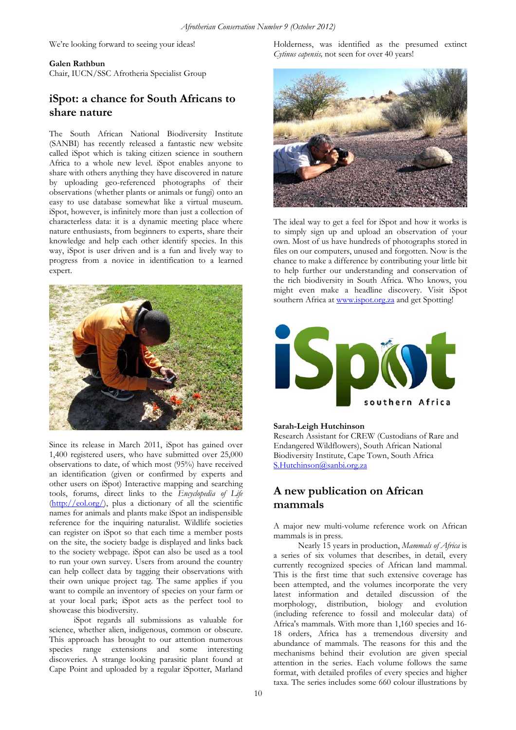We're looking forward to seeing your ideas!

**Galen Rathbun**
Chair, IUCN/SSC Afrotheria Specialist Group

## iSpot: a chance for South Africans to share nature

The South African National Biodiversity Institute (SANBI) has recently released a fantastic new website called iSpot which is taking citizen science in southern Africa to a whole new level. iSpot enables anyone to share with others anything they have discovered in nature by uploading geo-referenced photographs of their observations (whether plants or animals or fungi) onto an easy to use database somewhat like a virtual museum. iSpot, however, is infinitely more than just a collection of characterless data: it is a dynamic meeting place where nature enthusiasts, from beginners to experts, share their knowledge and help each other identify species. In this way, iSpot is user driven and is a fun and lively way to progress from a novice in identification to a learned expert.

Since its release in March 2011, iSpot has gained over 1,400 registered users, who have submitted over 25,000 observations to date, of which most (95%) have received an identification (given or confirmed by experts and other users on iSpot) Interactive mapping and searching tools, forums, direct links to the *Encyclopedia of Life* (http://eol.org/), plus a dictionary of all the scientific names for animals and plants make iSpot an indispensible reference for the inquiring naturalist. Wildlife societies can register on iSpot so that each time a member posts on the site, the society badge is displayed and links back to the society webpage. iSpot can also be used as a tool to run your own survey. Users from around the country can help collect data by tagging their observations with their own unique project tag. The same applies if you want to compile an inventory of species on your farm or at your local park; iSpot acts as the perfect tool to showcase this biodiversity.

iSpot regards all submissions as valuable for science, whether alien, indigenous, common or obscure. This approach has brought to our attention numerous species range extensions and some interesting discoveries. A strange looking parasitic plant found at Cape Point and uploaded by a regular iSpotter, Marland Holderness, was identified as the presumed extinct *Cytinus capensis,* not seen for over 40 years!

The ideal way to get a feel for iSpot and how it works is to simply sign up and upload an observation of your own. Most of us have hundreds of photographs stored in files on our computers, unused and forgotten. Now is the chance to make a difference by contributing your little bit to help further our understanding and conservation of the rich biodiversity in South Africa. Who knows, you might even make a headline discovery. Visit iSpot southern Africa at www.ispot.org.za and get Spotting!

**Sarah-Leigh Hutchinson**
Research Assistant for CREW (Custodians of Rare and Endangered Wildflowers), South African National Biodiversity Institute, Cape Town, South Africa
S.Hutchinson@sanbi.org.za

## A new publication on African mammals

A major new multi-volume reference work on African mammals is in press.

Nearly 15 years in production, *Mammals of Africa* is a series of six volumes that describes, in detail, every currently recognized species of African land mammal. This is the first time that such extensive coverage has been attempted, and the volumes incorporate the very latest information and detailed discussion of the morphology, distribution, biology and evolution (including reference to fossil and molecular data) of Africa's mammals. With more than 1,160 species and 16-18 orders, Africa has a tremendous diversity and abundance of mammals. The reasons for this and the mechanisms behind their evolution are given special attention in the series. Each volume follows the same format, with detailed profiles of every species and higher taxa. The series includes some 660 colour illustrations by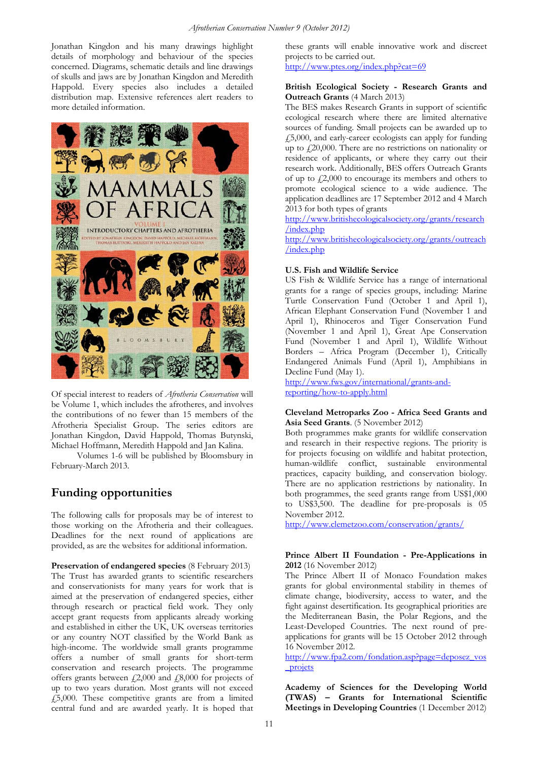Jonathan Kingdon and his many drawings highlight details of morphology and behaviour of the species concerned. Diagrams, schematic details and line drawings of skulls and jaws are by Jonathan Kingdon and Meredith Happold. Every species also includes a detailed distribution map. Extensive references alert readers to more detailed information.

Of special interest to readers of *Afrotheria Conservation* will be Volume 1, which includes the afrotheres, and involves the contributions of no fewer than 15 members of the Afrotheria Specialist Group. The series editors are Jonathan Kingdon, David Happold, Thomas Butynski, Michael Hoffmann, Meredith Happold and Jan Kalina.

Volumes 1-6 will be published by Bloomsbury in February-March 2013.

## Funding opportunities

The following calls for proposals may be of interest to those working on the Afrotheria and their colleagues. Deadlines for the next round of applications are provided, as are the websites for additional information.

**Preservation of endangered species** (8 February 2013)
The Trust has awarded grants to scientific researchers and conservationists for many years for work that is aimed at the preservation of endangered species, either through research or practical field work. They only accept grant requests from applicants already working and established in either the UK, UK overseas territories or any country NOT classified by the World Bank as high-income. The worldwide small grants programme offers a number of small grants for short-term conservation and research projects. The programme offers grants between £2,000 and £8,000 for projects of up to two years duration. Most grants will not exceed £5,000. These competitive grants are from a limited central fund and are awarded yearly. It is hoped that these grants will enable innovative work and discreet projects to be carried out.
http://www.ptes.org/index.php?cat=69

**British Ecological Society - Research Grants and Outreach Grants** (4 March 2013)
The BES makes Research Grants in support of scientific ecological research where there are limited alternative sources of funding. Small projects can be awarded up to £5,000, and early-career ecologists can apply for funding up to £20,000. There are no restrictions on nationality or residence of applicants, or where they carry out their research work. Additionally, BES offers Outreach Grants of up to £2,000 to encourage its members and others to promote ecological science to a wide audience. The application deadlines are 17 September 2012 and 4 March 2013 for both types of grants
http://www.britishecologicalsociety.org/grants/research/index.php
http://www.britishecologicalsociety.org/grants/outreach/index.php

**U.S. Fish and Wildlife Service**
US Fish & Wildlife Service has a range of international grants for a range of species groups, including: Marine Turtle Conservation Fund (October 1 and April 1), African Elephant Conservation Fund (November 1 and April 1), Rhinoceros and Tiger Conservation Fund (November 1 and April 1), Great Ape Conservation Fund (November 1 and April 1), Wildlife Without Borders – Africa Program (December 1), Critically Endangered Animals Fund (April 1), Amphibians in Decline Fund (May 1).
http://www.fws.gov/international/grants-and-reporting/how-to-apply.html

**Cleveland Metroparks Zoo - Africa Seed Grants and Asia Seed Grants**. (5 November 2012)
Both programmes make grants for wildlife conservation and research in their respective regions. The priority is for projects focusing on wildlife and habitat protection, human-wildlife conflict, sustainable environmental practices, capacity building, and conservation biology. There are no application restrictions by nationality. In both programmes, the seed grants range from US$1,000 to US$3,500. The deadline for pre-proposals is 05 November 2012.
http://www.clemetzoo.com/conservation/grants/

**Prince Albert II Foundation - Pre-Applications in 2012** (16 November 2012)
The Prince Albert II of Monaco Foundation makes grants for global environmental stability in themes of climate change, biodiversity, access to water, and the fight against desertification. Its geographical priorities are the Mediterranean Basin, the Polar Regions, and the Least-Developed Countries. The next round of pre-applications for grants will be 15 October 2012 through 16 November 2012.
http://www.fpa2.com/fondation.asp?page=deposez_vos_projets

**Academy of Sciences for the Developing World (TWAS) – Grants for International Scientific Meetings in Developing Countries** (1 December 2012)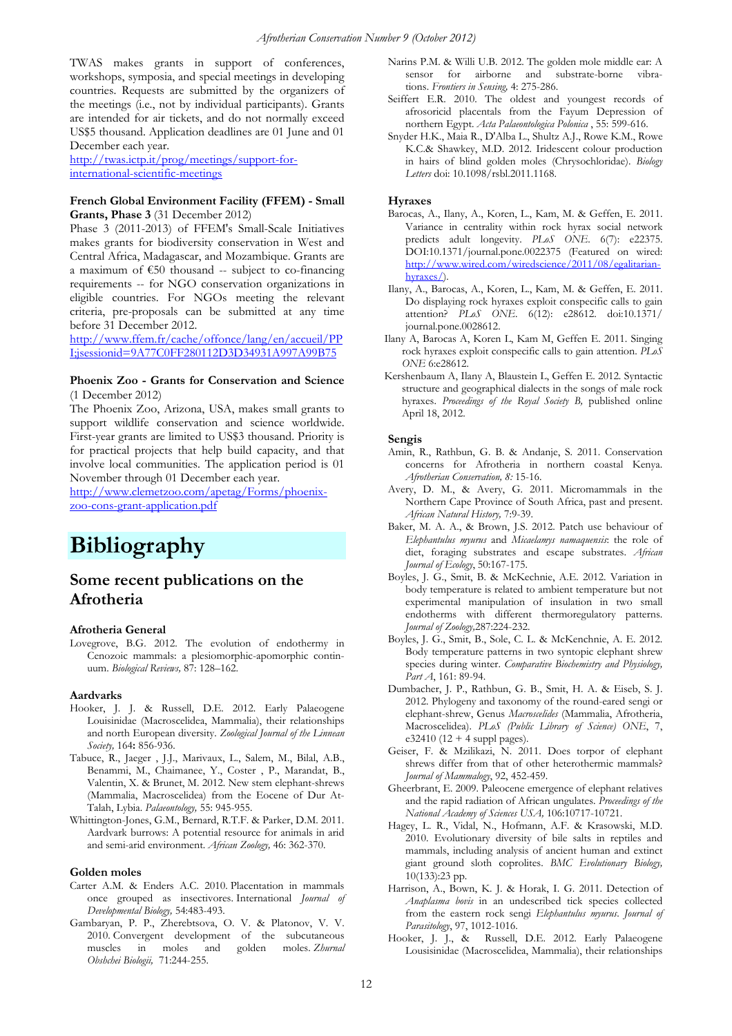TWAS makes grants in support of conferences, workshops, symposia, and special meetings in developing countries. Requests are submitted by the organizers of the meetings (i.e., not by individual participants). Grants are intended for air tickets, and do not normally exceed US$5 thousand. Application deadlines are 01 June and 01 December each year.
http://twas.ictp.it/prog/meetings/support-for-international-scientific-meetings

**French Global Environment Facility (FFEM) - Small Grants, Phase 3** (31 December 2012)
Phase 3 (2011-2013) of FFEM's Small-Scale Initiatives makes grants for biodiversity conservation in West and Central Africa, Madagascar, and Mozambique. Grants are a maximum of €50 thousand -- subject to co-financing requirements -- for NGO conservation organizations in eligible countries. For NGOs meeting the relevant criteria, pre-proposals can be submitted at any time before 31 December 2012.
http://www.ffem.fr/cache/offonce/lang/en/accueil/PPI;jsessionid=9A77C0FF280112D3D34931A997A99B75

**Phoenix Zoo - Grants for Conservation and Science** (1 December 2012)
The Phoenix Zoo, Arizona, USA, makes small grants to support wildlife conservation and science worldwide. First-year grants are limited to US$3 thousand. Priority is for practical projects that help build capacity, and that involve local communities. The application period is 01 November through 01 December each year.
http://www.clemetzoo.com/apetag/Forms/phoenix-zoo-cons-grant-application.pdf

# Bibliography

## Some recent publications on the Afrotheria

### Afrotheria General

Lovegrove, B.G. 2012. The evolution of endothermy in Cenozoic mammals: a plesiomorphic-apomorphic continuum. *Biological Reviews,* 87: 128–162.

### Aardvarks

Hooker, J. J. & Russell, D.E. 2012. Early Palaeogene Louisinidae (Macroscelidea, Mammalia), their relationships and north European diversity. *Zoological Journal of the Linnean Society,* 164**:** 856-936.

Tabuce, R., Jaeger , J.J., Marivaux, L., Salem, M., Bilal, A.B., Benammi, M., Chaimanee, Y., Coster , P., Marandat, B., Valentin, X. & Brunet, M. 2012. New stem elephant-shrews (Mammalia, Macroscelidea) from the Eocene of Dur At-Talah, Lybia. *Palaeontology,* 55: 945-955.

Whittington-Jones, G.M., Bernard, R.T.F. & Parker, D.M. 2011. Aardvark burrows: A potential resource for animals in arid and semi-arid environment. *African Zoology,* 46: 362-370.

### Golden moles

Carter A.M. & Enders A.C. 2010. Placentation in mammals once grouped as insectivores. International *Journal of Developmental Biology,* 54:483-493.

Gambaryan, P. P., Zherebtsova, O. V. & Platonov, V. V. 2010. Convergent development of the subcutaneous muscles in moles and golden moles. *Zhurnal Obshchei Biologii,* 71:244-255.

Narins P.M. & Willi U.B. 2012. The golden mole middle ear: A sensor for airborne and substrate-borne vibrations. *Frontiers in Sensing,* 4: 275-286.

Seiffert E.R. 2010. The oldest and youngest records of afrosoricid placentals from the Fayum Depression of northern Egypt. *Acta Palaeontologica Polonica* , 55: 599-616.

Snyder H.K., Maia R., D'Alba L., Shultz A.J., Rowe K.M., Rowe K.C.& Shawkey, M.D. 2012. Iridescent colour production in hairs of blind golden moles (Chrysochloridae). *Biology Letters* doi: 10.1098/rsbl.2011.1168.

### Hyraxes

Barocas, A., Ilany, A., Koren, L., Kam, M. & Geffen, E. 2011. Variance in centrality within rock hyrax social network predicts adult longevity. *PLoS ONE.* 6(7): e22375. DOI:10.1371/journal.pone.0022375 (Featured on wired: http://www.wired.com/wiredscience/2011/08/egalitarian-hyraxes/).

Ilany, A., Barocas, A., Koren, L., Kam, M. & Geffen, E. 2011. Do displaying rock hyraxes exploit conspecific calls to gain attention? *PLoS ONE.* 6(12): e28612. doi:10.1371/journal.pone.0028612.

Ilany A, Barocas A, Koren L, Kam M, Geffen E. 2011. Singing rock hyraxes exploit conspecific calls to gain attention. *PLoS ONE* 6:e28612.

Kershenbaum A, Ilany A, Blaustein L, Geffen E. 2012. Syntactic structure and geographical dialects in the songs of male rock hyraxes. *Proceedings of the Royal Society B,* published online April 18, 2012.

### Sengis

Amin, R., Rathbun, G. B. & Andanje, S. 2011. Conservation concerns for Afrotheria in northern coastal Kenya. *Afrotherian Conservation, 8:* 15-16.

Avery, D. M., & Avery, G. 2011. Micromammals in the Northern Cape Province of South Africa, past and present. *African Natural History,* 7:9-39.

Baker, M. A. A., & Brown, J.S. 2012. Patch use behaviour of *Elephantulus myurus* and *Micaelamys namaquensis*: the role of diet, foraging substrates and escape substrates. *African Journal of Ecology*, 50:167-175.

Boyles, J. G., Smit, B. & McKechnie, A.E. 2012. Variation in body temperature is related to ambient temperature but not experimental manipulation of insulation in two small endotherms with different thermoregulatory patterns. *Journal of Zoology,*287:224-232.

Boyles, J. G., Smit, B., Sole, C. L. & McKenchnie, A. E. 2012. Body temperature patterns in two syntopic elephant shrew species during winter. *Comparative Biochemistry and Physiology, Part A*, 161: 89-94.

Dumbacher, J. P., Rathbun, G. B., Smit, H. A. & Eiseb, S. J. 2012. Phylogeny and taxonomy of the round-eared sengi or elephant-shrew, Genus *Macroscelides* (Mammalia, Afrotheria, Macroscelidea). *PLoS (Public Library of Science) ONE*, 7, e32410 (12 + 4 suppl pages).

Geiser, F. & Mzilikazi, N. 2011. Does torpor of elephant shrews differ from that of other heterothermic mammals? *Journal of Mammalogy*, 92, 452-459.

Gheerbrant, E. 2009. Paleocene emergence of elephant relatives and the rapid radiation of African ungulates. *Proceedings of the National Academy of Sciences USA,* 106:10717-10721.

Hagey, L. R., Vidal, N., Hofmann, A.F. & Krasowski, M.D. 2010. Evolutionary diversity of bile salts in reptiles and mammals, including analysis of ancient human and extinct giant ground sloth coprolites. *BMC Evolutionary Biology,* 10(133):23 pp.

Harrison, A., Bown, K. J. & Horak, I. G. 2011. Detection of *Anaplasma bovis* in an undescribed tick species collected from the eastern rock sengi *Elephantulus myurus*. *Journal of Parasitology*, 97, 1012-1016.

Hooker, J. J., & Russell, D.E. 2012. Early Palaeogene Lousisinidae (Macroscelidea, Mammalia), their relationships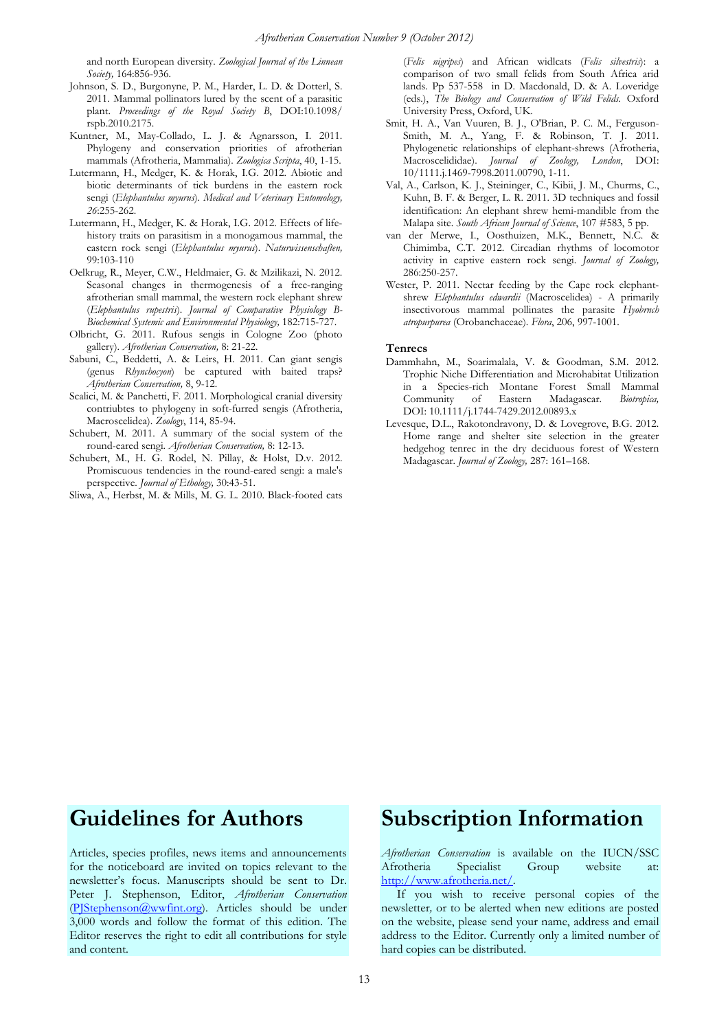and north European diversity. *Zoological Journal of the Linnean Society,* 164:856-936.

Johnson, S. D., Burgonyne, P. M., Harder, L. D. & Dotterl, S. 2011. Mammal pollinators lured by the scent of a parasitic plant. *Proceedings of the Royal Society B*, DOI:10.1098/ rspb.2010.2175.

Kuntner, M., May-Collado, L. J. & Agnarsson, I. 2011. Phylogeny and conservation priorities of afrotherian mammals (Afrotheria, Mammalia). *Zoologica Scripta*, 40, 1-15.

Lutermann, H., Medger, K. & Horak, I.G. 2012. Abiotic and biotic determinants of tick burdens in the eastern rock sengi (*Elephantulus myurus*). *Medical and Veterinary Entomology, 26*:255-262.

Lutermann, H., Medger, K. & Horak, I.G. 2012. Effects of life-history traits on parasitism in a monogamous mammal, the eastern rock sengi (*Elephantulus myurus*). *Naturwissenschaften,* 99:103-110

Oelkrug, R., Meyer, C.W., Heldmaier, G. & Mzilikazi, N. 2012. Seasonal changes in thermogenesis of a free-ranging afrotherian small mammal, the western rock elephant shrew (*Elephantulus rupestris*). *Journal of Comparative Physiology B-Biochemical Systemic and Environmental Physiology,* 182:715-727.

Olbricht, G. 2011. Rufous sengis in Cologne Zoo (photo gallery). *Afrotherian Conservation,* 8: 21-22.

Sabuni, C., Beddetti, A. & Leirs, H. 2011. Can giant sengis (genus *Rhynchocyon*) be captured with baited traps? *Afrotherian Conservation,* 8, 9-12.

Scalici, M. & Panchetti, F. 2011. Morphological cranial diversity contriubtes to phylogeny in soft-furred sengis (Afrotheria, Macroscelidea). *Zoology*, 114, 85-94.

Schubert, M. 2011. A summary of the social system of the round-eared sengi. *Afrotherian Conservation,* 8: 12-13.

Schubert, M., H. G. Rodel, N. Pillay, & Holst, D.v. 2012. Promiscuous tendencies in the round-eared sengi: a male's perspective. *Journal of Ethology,* 30:43-51.

Sliwa, A., Herbst, M. & Mills, M. G. L. 2010. Black-footed cats (*Felis nigripes*) and African widlcats (*Felis silvestris*): a comparison of two small felids from South Africa arid lands. Pp 537-558 in D. Macdonald, D. & A. Loveridge (eds.), *The Biology and Conservation of Wild Felids.* Oxford University Press, Oxford, UK.

Smit, H. A., Van Vuuren, B. J., O'Brian, P. C. M., Ferguson-Smith, M. A., Yang, F. & Robinson, T. J. 2011. Phylogenetic relationships of elephant-shrews (Afrotheria, Macroscelididae). *Journal of Zoology, London*, DOI: 10/1111.j.1469-7998.2011.00790, 1-11.

Val, A., Carlson, K. J., Steininger, C., Kibii, J. M., Churms, C., Kuhn, B. F. & Berger, L. R. 2011. 3D techniques and fossil identification: An elephant shrew hemi-mandible from the Malapa site. *South African Journal of Science*, 107 #583, 5 pp.

van der Merwe, I., Oosthuizen, M.K., Bennett, N.C. & Chimimba, C.T. 2012. Circadian rhythms of locomotor activity in captive eastern rock sengi. *Journal of Zoology,* 286:250-257.

Wester, P. 2011. Nectar feeding by the Cape rock elephant-shrew *Elephantulus edwardii* (Macroscelidea) - A primarily insectivorous mammal pollinates the parasite *Hyobrnch atropurpurea* (Orobanchaceae). *Flora*, 206, 997-1001.

**Tenrecs**

Dammhahn, M., Soarimalala, V. & Goodman, S.M. 2012. Trophic Niche Differentiation and Microhabitat Utilization in a Species-rich Montane Forest Small Mammal Community of Eastern Madagascar. *Biotropica,* DOI: 10.1111/j.1744-7429.2012.00893.x

Levesque, D.L., Rakotondravony, D. & Lovegrove, B.G. 2012. Home range and shelter site selection in the greater hedgehog tenrec in the dry deciduous forest of Western Madagascar. *Journal of Zoology,* 287: 161–168.

# Guidelines for Authors

Articles, species profiles, news items and announcements for the noticeboard are invited on topics relevant to the newsletter's focus. Manuscripts should be sent to Dr. Peter J. Stephenson, Editor, *Afrotherian Conservation* (PJStephenson@wwfint.org). Articles should be under 3,000 words and follow the format of this edition. The Editor reserves the right to edit all contributions for style and content.

# Subscription Information

*Afrotherian Conservation* is available on the IUCN/SSC Afrotheria Specialist Group website at: http://www.afrotheria.net/.

If you wish to receive personal copies of the newsletter, or to be alerted when new editions are posted on the website, please send your name, address and email address to the Editor. Currently only a limited number of hard copies can be distributed.